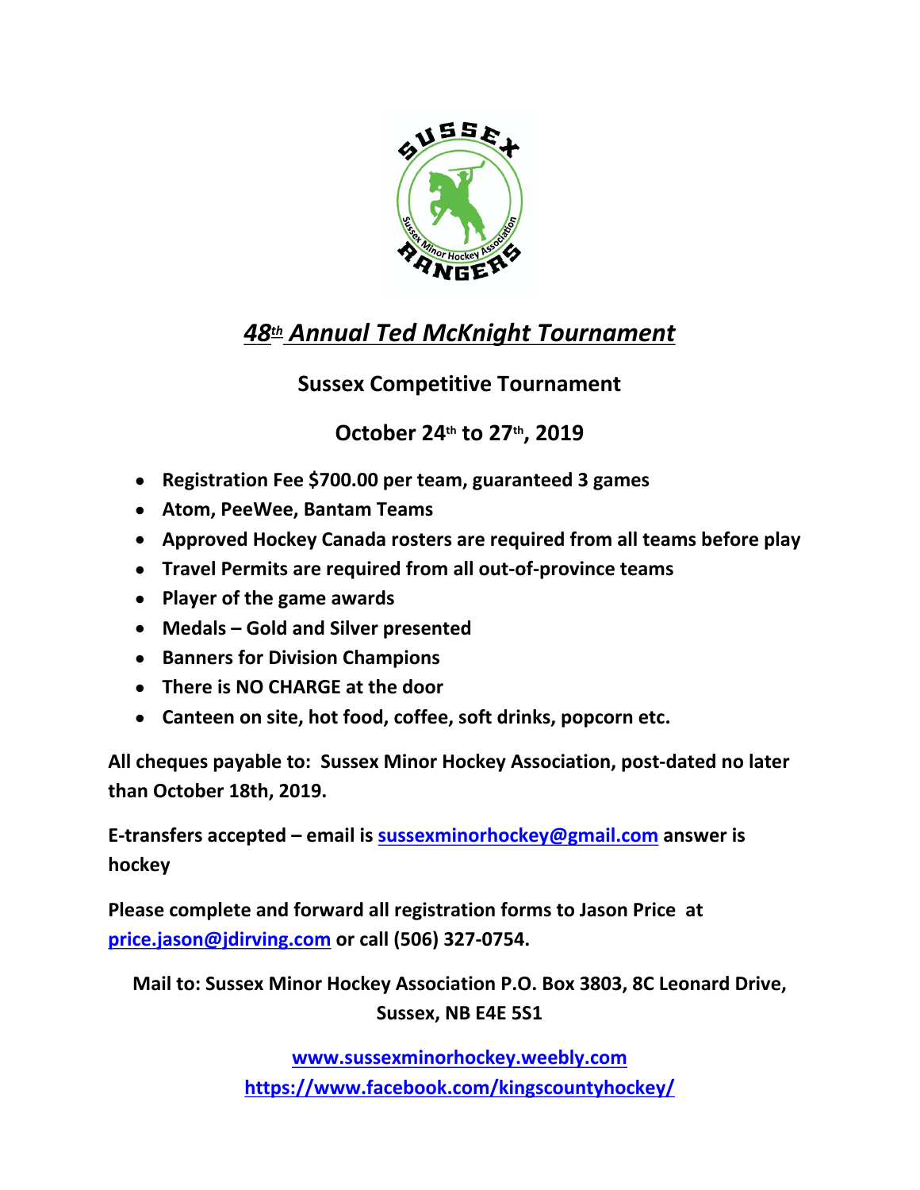# *48th Annual Ted McKnight Tournament*

## Sussex Competitive Tournament

## October 24th to 27th, 2019

- **Registration Fee $700.00 per team, guaranteed 3 games**
- **Atom, PeeWee, Bantam Teams**
- **Approved Hockey Canada rosters are required from all teams before play**
- **Travel Permits are required from all out-of-province teams**
- **Player of the game awards**
- **Medals – Gold and Silver presented**
- **Banners for Division Champions**
- **There is NO CHARGE at the door**
- **Canteen on site, hot food, coffee, soft drinks, popcorn etc.**

**All cheques payable to: Sussex Minor Hockey Association, post-dated no later than October 18th, 2019.**

**E-transfers accepted – email is sussexminorhockey@gmail.com answer is hockey**

**Please complete and forward all registration forms to Jason Price at price.jason@jdirving.com or call (506) 327-0754.**

**Mail to: Sussex Minor Hockey Association P.O. Box 3803, 8C Leonard Drive, Sussex, NB E4E 5S1**

**www.sussexminorhockey.weebly.com**
**https://www.facebook.com/kingscountyhockey/**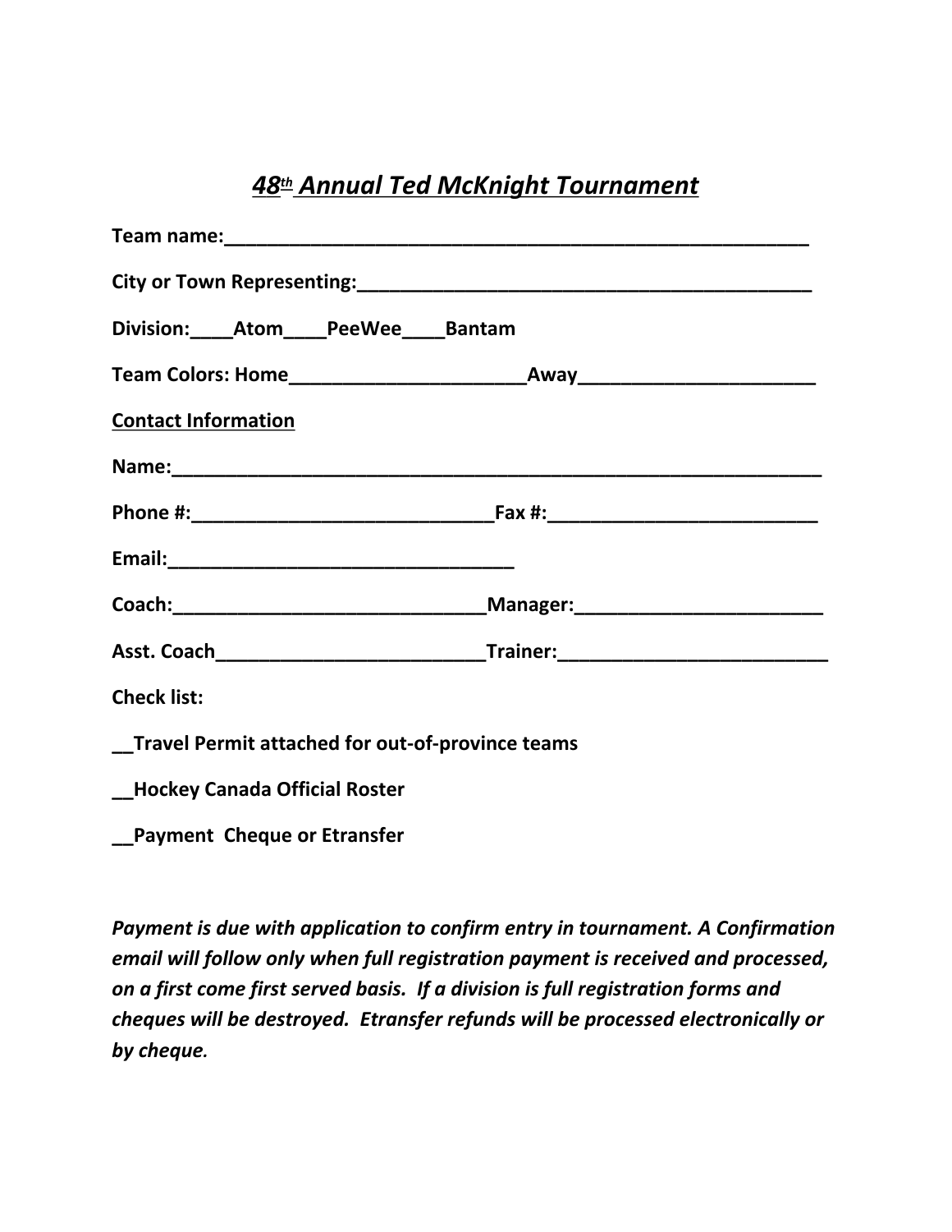# *48th Annual Ted McKnight Tournament*

**Team name:**\_\_\_\_\_\_\_\_\_\_\_\_\_\_\_\_\_\_\_\_\_\_\_\_\_\_\_\_\_\_\_\_\_\_\_\_\_\_\_\_\_\_\_\_\_\_\_\_\_\_\_\_\_\_

**City or Town Representing:**\_\_\_\_\_\_\_\_\_\_\_\_\_\_\_\_\_\_\_\_\_\_\_\_\_\_\_\_\_\_\_\_\_\_\_\_\_\_\_\_\_\_

**Division:\_\_\_\_Atom\_\_\_\_PeeWee\_\_\_\_Bantam**

**Team Colors: Home**\_\_\_\_\_\_\_\_\_\_\_\_\_\_\_\_\_\_\_\_\_\_**Away**\_\_\_\_\_\_\_\_\_\_\_\_\_\_\_\_\_\_\_\_\_\_

**Contact Information**

**Name:**\_\_\_\_\_\_\_\_\_\_\_\_\_\_\_\_\_\_\_\_\_\_\_\_\_\_\_\_\_\_\_\_\_\_\_\_\_\_\_\_\_\_\_\_\_\_\_\_\_\_\_\_\_\_\_\_\_\_\_\_

**Phone #:**\_\_\_\_\_\_\_\_\_\_\_\_\_\_\_\_\_\_\_\_\_\_\_\_\_\_\_\_**Fax #:**\_\_\_\_\_\_\_\_\_\_\_\_\_\_\_\_\_\_\_\_\_\_\_\_\_

**Email:**\_\_\_\_\_\_\_\_\_\_\_\_\_\_\_\_\_\_\_\_\_\_\_\_\_\_\_\_\_\_\_\_\_

**Coach:**\_\_\_\_\_\_\_\_\_\_\_\_\_\_\_\_\_\_\_\_\_\_\_\_\_\_\_\_\_**Manager:**\_\_\_\_\_\_\_\_\_\_\_\_\_\_\_\_\_\_\_\_\_\_\_

**Asst. Coach**\_\_\_\_\_\_\_\_\_\_\_\_\_\_\_\_\_\_\_\_\_\_\_\_\_**Trainer:**\_\_\_\_\_\_\_\_\_\_\_\_\_\_\_\_\_\_\_\_\_\_\_\_\_

**Check list:**

**\_\_Travel Permit attached for out-of-province teams**

**\_\_Hockey Canada Official Roster**

**\_\_Payment Cheque or Etransfer**

***Payment is due with application to confirm entry in tournament. A Confirmation email will follow only when full registration payment is received and processed, on a first come first served basis. If a division is full registration forms and cheques will be destroyed. Etransfer refunds will be processed electronically or by cheque.***